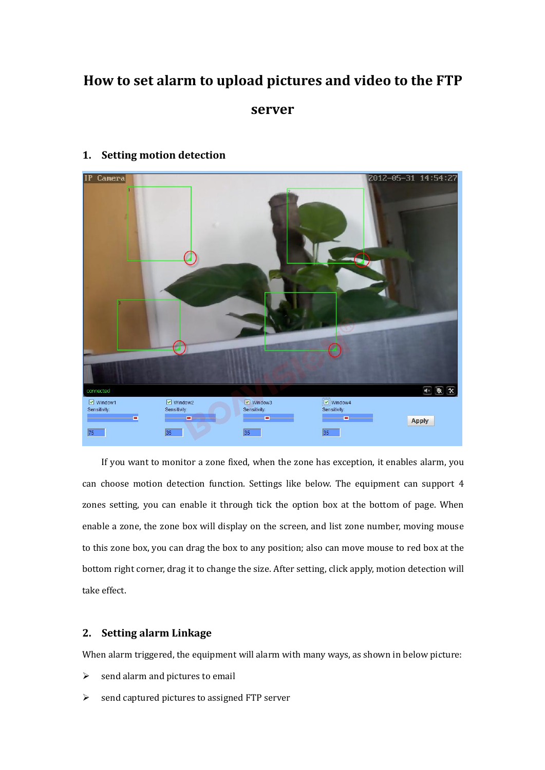# How to set alarm to upload pictures and video to the FTP server

## 1. Setting motion detection

If you want to monitor a zone fixed, when the zone has exception, it enables alarm, you can choose motion detection function. Settings like below. The equipment can support 4 zones setting, you can enable it through tick the option box at the bottom of page. When enable a zone, the zone box will display on the screen, and list zone number, moving mouse to this zone box, you can drag the box to any position; also can move mouse to red box at the bottom right corner, drag it to change the size. After setting, click apply, motion detection will take effect.

## 2. Setting alarm Linkage

When alarm triggered, the equipment will alarm with many ways, as shown in below picture:

- send alarm and pictures to email
- send captured pictures to assigned FTP server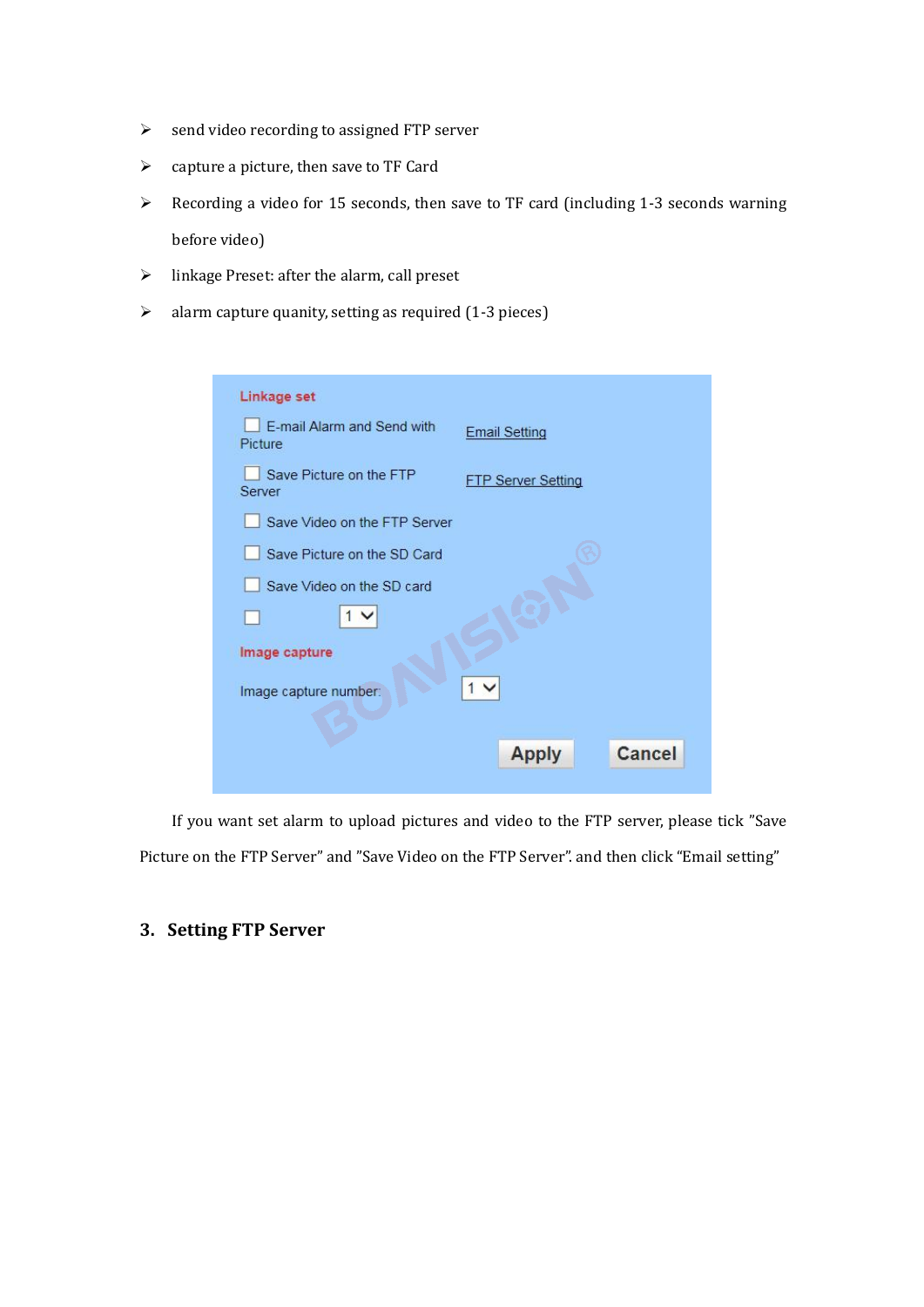- send video recording to assigned FTP server
- capture a picture, then save to TF Card
- Recording a video for 15 seconds, then save to TF card (including 1-3 seconds warning before video)
- linkage Preset: after the alarm, call preset
- alarm capture quanity, setting as required (1-3 pieces)

Linkage set

☐ E-mail Alarm and Send with Picture — Email Setting

☐ Save Picture on the FTP Server — FTP Server Setting

☐ Save Video on the FTP Server

☐ Save Picture on the SD Card

☐ Save Video on the SD card

☐ 1

Image capture

Image capture number: 1

Apply Cancel

If you want set alarm to upload pictures and video to the FTP server, please tick "Save Picture on the FTP Server" and "Save Video on the FTP Server". and then click "Email setting"

## 3. Setting FTP Server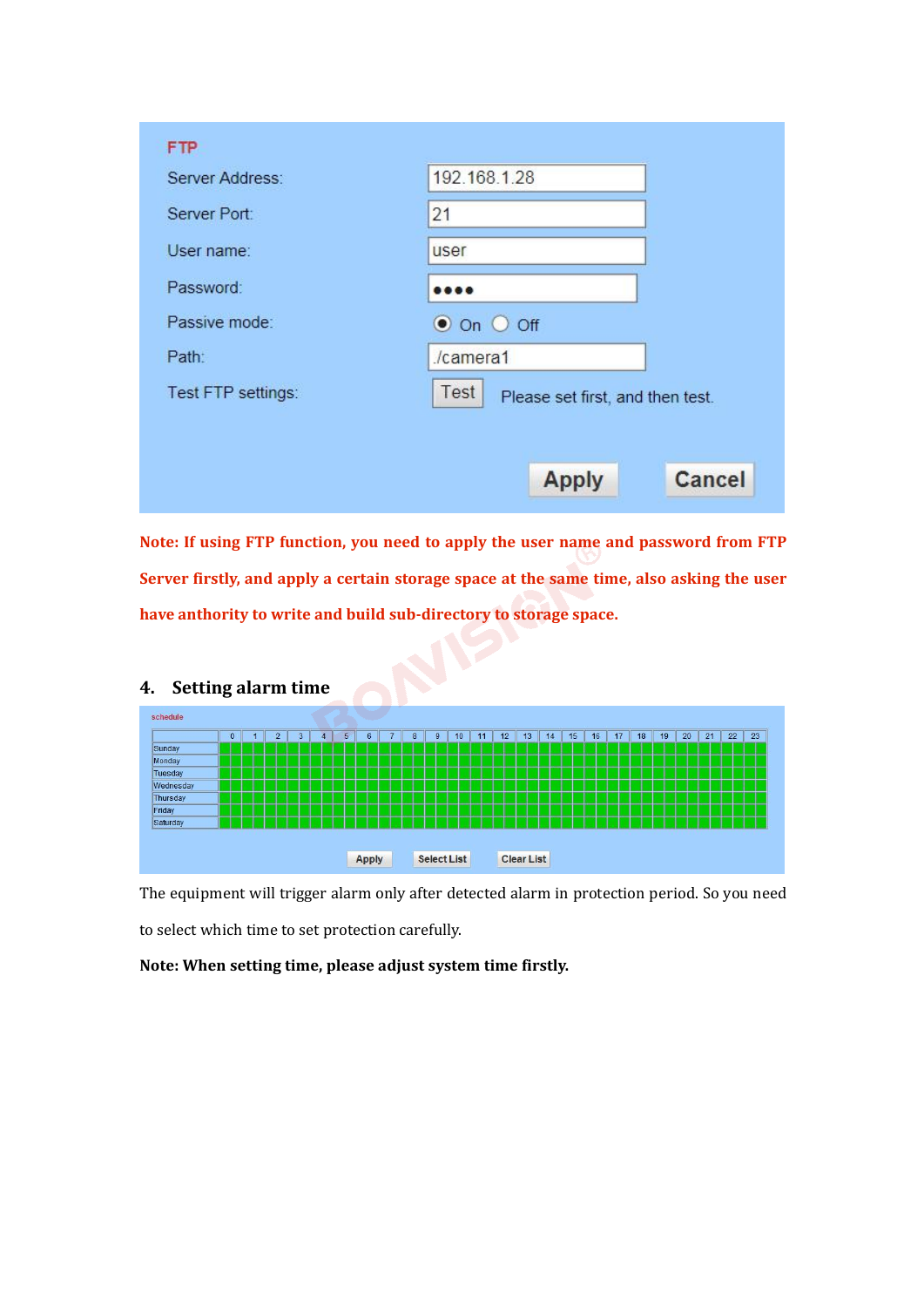FTP

Server Address: 192.168.1.28

Server Port: 21

User name: user

Password: ••••

Passive mode: On Off

Path: ./camera1

Test FTP settings: Test Please set first, and then test.

Apply Cancel

**Note: If using FTP function, you need to apply the user name and password from FTP Server firstly, and apply a certain storage space at the same time, also asking the user have anthority to write and build sub-directory to storage space.**

## 4. Setting alarm time

schedule

| | 0 | 1 | 2 | 3 | 4 | 5 | 6 | 7 | 8 | 9 | 10 | 11 | 12 | 13 | 14 | 15 | 16 | 17 | 18 | 19 | 20 | 21 | 22 | 23 |
|---|---|---|---|---|---|---|---|---|---|---|---|---|---|---|---|---|---|---|---|---|---|---|---|---|
| Sunday | | | | | | | | | | | | | | | | | | | | | | | | |
| Monday | | | | | | | | | | | | | | | | | | | | | | | | |
| Tuesday | | | | | | | | | | | | | | | | | | | | | | | | |
| Wednesday | | | | | | | | | | | | | | | | | | | | | | | | |
| Thursday | | | | | | | | | | | | | | | | | | | | | | | | |
| Friday | | | | | | | | | | | | | | | | | | | | | | | | |
| Saturday | | | | | | | | | | | | | | | | | | | | | | | | |

Apply Select List Clear List

The equipment will trigger alarm only after detected alarm in protection period. So you need to select which time to set protection carefully.

**Note: When setting time, please adjust system time firstly.**